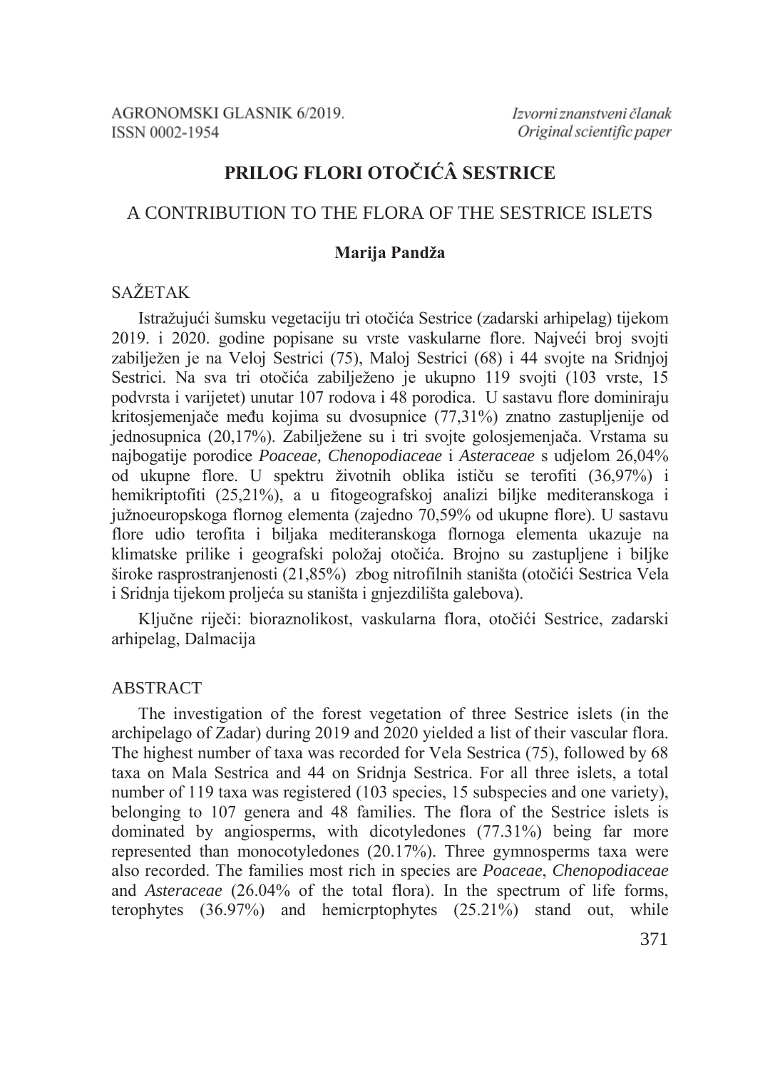Izvorni znanstveni članak
Original scientific paper

# PRILOG FLORI OTOČIĆÂ SESTRICE

## A CONTRIBUTION TO THE FLORA OF THE SESTRICE ISLETS

**Marija Pandža**

## SAŽETAK

Istražujući šumsku vegetaciju tri otočića Sestrice (zadarski arhipelag) tijekom 2019. i 2020. godine popisane su vrste vaskularne flore. Najveći broj svojti zabilježen je na Veloj Sestrici (75), Maloj Sestrici (68) i 44 svojte na Sridnjoj Sestrici. Na sva tri otočića zabilježeno je ukupno 119 svojti (103 vrste, 15 podvrsta i varijetet) unutar 107 rodova i 48 porodica. U sastavu flore dominiraju kritosjemenjače među kojima su dvosupnice (77,31%) znatno zastupljenije od jednosupnica (20,17%). Zabilježene su i tri svojte golosjemenjača. Vrstama su najbogatije porodice *Poaceae, Chenopodiaceae* i *Asteraceae* s udjelom 26,04% od ukupne flore. U spektru životnih oblika ističu se terofiti (36,97%) i hemikriptofiti (25,21%), a u fitogeografskoj analizi biljke mediteranskoga i južnoeuropskoga flornog elementa (zajedno 70,59% od ukupne flore). U sastavu flore udio terofita i biljaka mediteranskoga flornoga elementa ukazuje na klimatske prilike i geografski položaj otočića. Brojno su zastupljene i biljke široke rasprostranjenosti (21,85%) zbog nitrofilnih staništa (otočići Sestrica Vela i Sridnja tijekom proljeća su staništa i gnjezdilišta galebova).

Ključne riječi: bioraznolikost, vaskularna flora, otočići Sestrice, zadarski arhipelag, Dalmacija

## ABSTRACT

The investigation of the forest vegetation of three Sestrice islets (in the archipelago of Zadar) during 2019 and 2020 yielded a list of their vascular flora. The highest number of taxa was recorded for Vela Sestrica (75), followed by 68 taxa on Mala Sestrica and 44 on Sridnja Sestrica. For all three islets, a total number of 119 taxa was registered (103 species, 15 subspecies and one variety), belonging to 107 genera and 48 families. The flora of the Sestrice islets is dominated by angiosperms, with dicotyledones (77.31%) being far more represented than monocotyledones (20.17%). Three gymnosperms taxa were also recorded. The families most rich in species are *Poaceae*, *Chenopodiaceae* and *Asteraceae* (26.04% of the total flora). In the spectrum of life forms, terophytes (36.97%) and hemicrptophytes (25.21%) stand out, while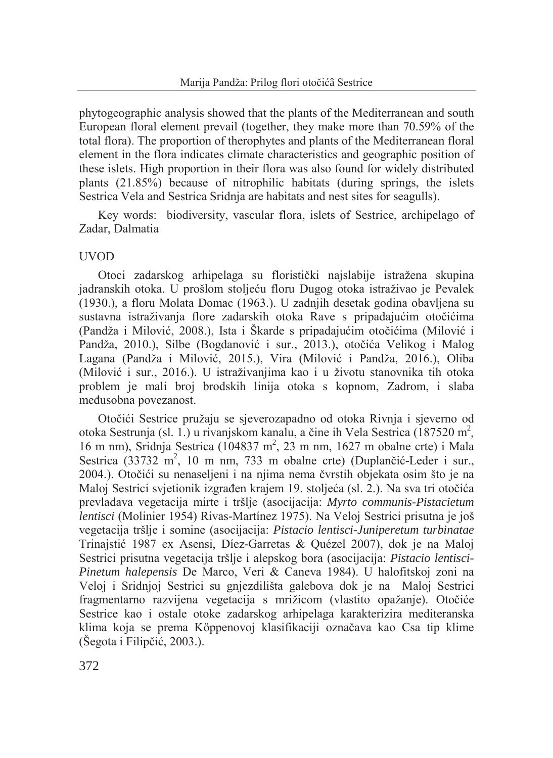phytogeographic analysis showed that the plants of the Mediterranean and south European floral element prevail (together, they make more than 70.59% of the total flora). The proportion of therophytes and plants of the Mediterranean floral element in the flora indicates climate characteristics and geographic position of these islets. High proportion in their flora was also found for widely distributed plants (21.85%) because of nitrophilic habitats (during springs, the islets Sestrica Vela and Sestrica Sridnja are habitats and nest sites for seagulls).

Key words: biodiversity, vascular flora, islets of Sestrice, archipelago of Zadar, Dalmatia

## UVOD

Otoci zadarskog arhipelaga su floristički najslabije istražena skupina jadranskih otoka. U prošlom stoljeću floru Dugog otoka istraživao je Pevalek (1930.), a floru Molata Domac (1963.). U zadnjih desetak godina obavljena su sustavna istraživanja flore zadarskih otoka Rave s pripadajućim otočićima (Pandža i Milović, 2008.), Ista i Škarde s pripadajućim otočićima (Milović i Pandža, 2010.), Silbe (Bogdanović i sur., 2013.), otočića Velikog i Malog Lagana (Pandža i Milović, 2015.), Vira (Milović i Pandža, 2016.), Oliba (Milović i sur., 2016.). U istraživanjima kao i u životu stanovnika tih otoka problem je mali broj brodskih linija otoka s kopnom, Zadrom, i slaba međusobna povezanost.

Otočići Sestrice pružaju se sjeverozapadno od otoka Rivnja i sjeverno od otoka Sestrunja (sl. 1.) u rivanjskom kanalu, a čine ih Vela Sestrica (187520 $m^2$, 16 m nm), Sridnja Sestrica (104837 $m^2$, 23 m nm, 1627 m obalne crte) i Mala Sestrica (33732 $m^2$, 10 m nm, 733 m obalne crte) (Duplančić-Leder i sur., 2004.). Otočići su nenaseljeni i na njima nema čvrstih objekata osim što je na Maloj Sestrici svjetionik izgrađen krajem 19. stoljeća (sl. 2.). Na sva tri otočića prevladava vegetacija mirte i tršlje (asocijacija: *Myrto communis-Pistacietum lentisci* (Molinier 1954) Rivas-Martínez 1975). Na Veloj Sestrici prisutna je još vegetacija tršlje i somine (asocijacija: *Pistacio lentisci-Juniperetum turbinatae* Trinajstić 1987 ex Asensi, Díez-Garretas & Quézel 2007), dok je na Maloj Sestrici prisutna vegetacija tršlje i alepskog bora (asocijacija: *Pistacio lentisci-Pinetum halepensis* De Marco, Veri & Caneva 1984). U halofitskoj zoni na Veloj i Sridnjoj Sestrici su gnjezdilišta galebova dok je na Maloj Sestrici fragmentarno razvijena vegetacija s mrižicom (vlastito opažanje). Otočiće Sestrice kao i ostale otoke zadarskog arhipelaga karakterizira mediteranska klima koja se prema Köppenovoj klasifikaciji označava kao Csa tip klime (Šegota i Filipčić, 2003.).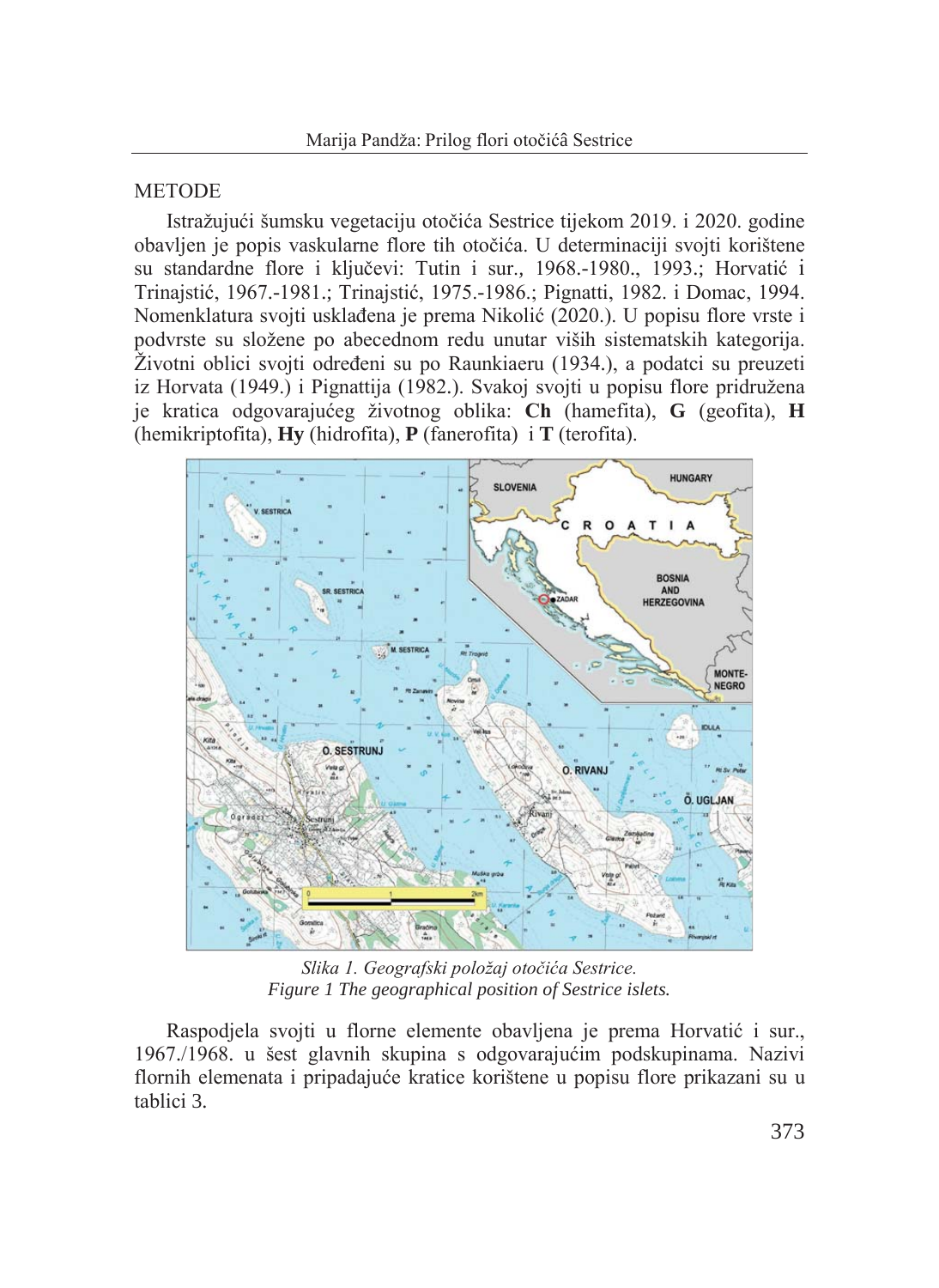## METODE

Istražujući šumsku vegetaciju otočića Sestrice tijekom 2019. i 2020. godine obavljen je popis vaskularne flore tih otočića. U determinaciji svojti korištene su standardne flore i ključevi: Tutin i sur., 1968.-1980., 1993.; Horvatić i Trinajstić, 1967.-1981.; Trinajstić, 1975.-1986.; Pignatti, 1982. i Domac, 1994. Nomenklatura svojti usklađena je prema Nikolić (2020.). U popisu flore vrste i podvrste su složene po abecednom redu unutar viših sistematskih kategorija. Životni oblici svojti određeni su po Raunkiaeru (1934.), a podatci su preuzeti iz Horvata (1949.) i Pignattija (1982.). Svakoj svojti u popisu flore pridružena je kratica odgovarajućeg životnog oblika: **Ch** (hamefita), **G** (geofita), **H** (hemikriptofita), **Hy** (hidrofita), **P** (fanerofita) i **T** (terofita).

*Slika 1. Geografski položaj otočića Sestrice.*
*Figure 1 The geographical position of Sestrice islets.*

Raspodjela svojti u florne elemente obavljena je prema Horvatić i sur., 1967./1968. u šest glavnih skupina s odgovarajućim podskupinama. Nazivi flornih elemenata i pripadajuće kratice korištene u popisu flore prikazani su u tablici 3.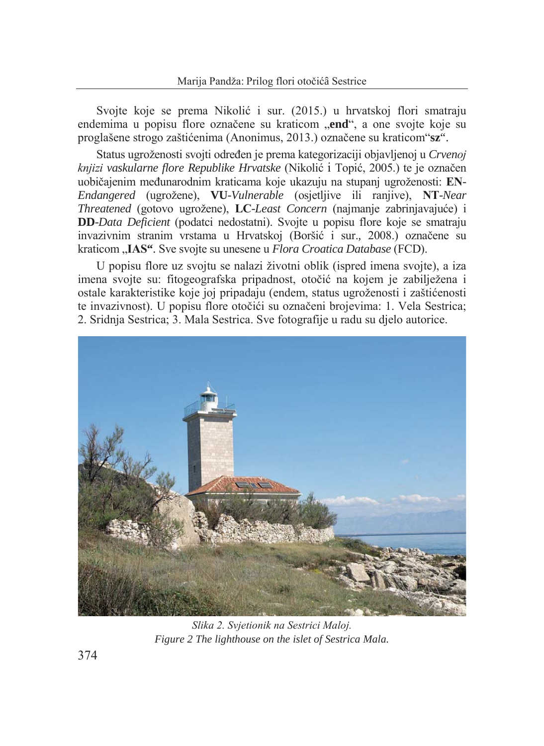Svojte koje se prema Nikolić i sur. (2015.) u hrvatskoj flori smatraju endemima u popisu flore označene su kraticom „**end**“, a one svojte koje su proglašene strogo zaštićenima (Anonimus, 2013.) označene su kraticom“**sz**“.

Status ugroženosti svojti određen je prema kategorizaciji objavljenoj u *Crvenoj knjizi vaskularne flore Republike Hrvatske* (Nikolić i Topić, 2005.) te je označen uobičajenim međunarodnim kraticama koje ukazuju na stupanj ugroženosti: **EN**-*Endangered* (ugrožene), **VU**-*Vulnerable* (osjetljive ili ranjive), **NT**-*Near Threatened* (gotovo ugrožene), **LC**-*Least Concern* (najmanje zabrinjavajuće) i **DD**-*Data Deficient* (podatci nedostatni). Svojte u popisu flore koje se smatraju invazivnim stranim vrstama u Hrvatskoj (Boršić i sur., 2008.) označene su kraticom „**IAS“**. Sve svojte su unesene u *Flora Croatica Database* (FCD).

U popisu flore uz svojtu se nalazi životni oblik (ispred imena svojte), a iza imena svojte su: fitogeografska pripadnost, otočić na kojem je zabilježena i ostale karakteristike koje joj pripadaju (endem, status ugroženosti i zaštićenosti te invazivnost). U popisu flore otočići su označeni brojevima: 1. Vela Sestrica; 2. Sridnja Sestrica; 3. Mala Sestrica. Sve fotografije u radu su djelo autorice.

*Slika 2. Svjetionik na Sestrici Maloj.*
*Figure 2 The lighthouse on the islet of Sestrica Mala.*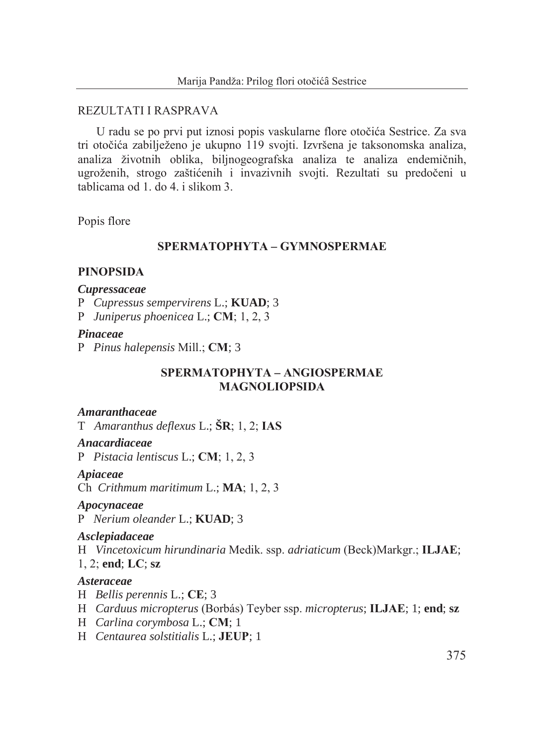## REZULTATI I RASPRAVA

U radu se po prvi put iznosi popis vaskularne flore otočića Sestrice. Za sva tri otočića zabilježeno je ukupno 119 svojti. Izvršena je taksonomska analiza, analiza životnih oblika, biljnogeografska analiza te analiza endemičnih, ugroženih, strogo zaštićenih i invazivnih svojti. Rezultati su predočeni u tablicama od 1. do 4. i slikom 3.

Popis flore

### SPERMATOPHYTA – GYMNOSPERMAE

#### PINOPSIDA

***Cupressaceae***

P *Cupressus sempervirens* L.; **KUAD**; 3
P *Juniperus phoenicea* L.; **CM**; 1, 2, 3

***Pinaceae***

P *Pinus halepensis* Mill.; **CM**; 3

### SPERMATOPHYTA – ANGIOSPERMAE
#### MAGNOLIOPSIDA

***Amaranthaceae***

T *Amaranthus deflexus* L.; **ŠR**; 1, 2; **IAS**

***Anacardiaceae***

P *Pistacia lentiscus* L.; **CM**; 1, 2, 3

***Apiaceae***

Ch *Crithmum maritimum* L.; **MA**; 1, 2, 3

***Apocynaceae***

P *Nerium oleander* L.; **KUAD**; 3

***Asclepiadaceae***

H *Vincetoxicum hirundinaria* Medik. ssp. *adriaticum* (Beck)Markgr.; **ILJAE**; 1, 2; **end**; **LC**; **sz**

***Asteraceae***

H *Bellis perennis* L.; **CE**; 3
H *Carduus micropterus* (Borbás) Teyber ssp. *micropterus*; **ILJAE**; 1; **end**; **sz**
H *Carlina corymbosa* L.; **CM**; 1
H *Centaurea solstitialis* L.; **JEUP**; 1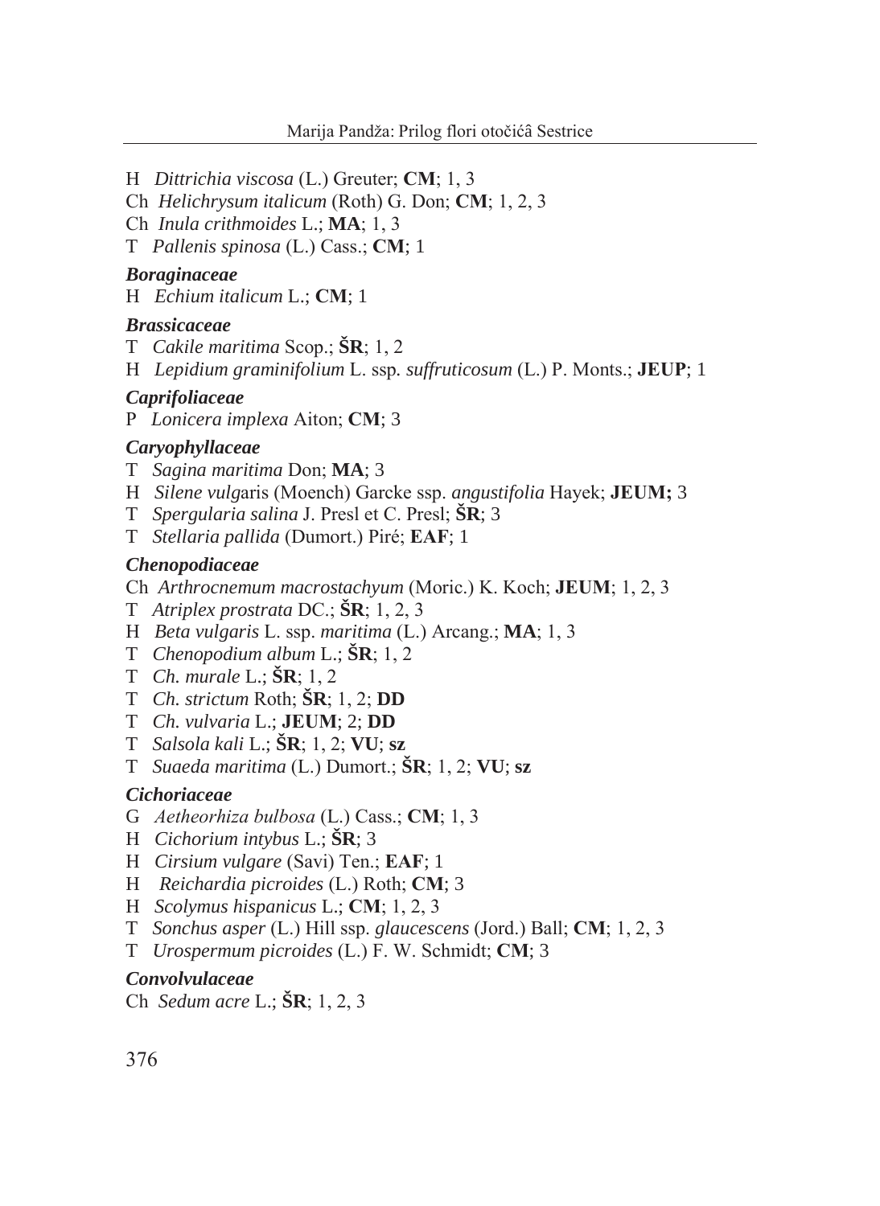H *Dittrichia viscosa* (L.) Greuter; **CM**; 1, 3
Ch *Helichrysum italicum* (Roth) G. Don; **CM**; 1, 2, 3
Ch *Inula crithmoides* L.; **MA**; 1, 3
T *Pallenis spinosa* (L.) Cass.; **CM**; 1

***Boraginaceae***

H *Echium italicum* L.; **CM**; 1

***Brassicaceae***

T *Cakile maritima* Scop.; **ŠR**; 1, 2
H *Lepidium graminifolium* L. ssp. *suffruticosum* (L.) P. Monts.; **JEUP**; 1

***Caprifoliaceae***

P *Lonicera implexa* Aiton; **CM**; 3

***Caryophyllaceae***

T *Sagina maritima* Don; **MA**; 3
H *Silene vulgaris* (Moench) Garcke ssp. *angustifolia* Hayek; **JEUM;** 3
T *Spergularia salina* J. Presl et C. Presl; **ŠR**; 3
T *Stellaria pallida* (Dumort.) Piré; **EAF**; 1

***Chenopodiaceae***

Ch *Arthrocnemum macrostachyum* (Moric.) K. Koch; **JEUM**; 1, 2, 3
T *Atriplex prostrata* DC.; **ŠR**; 1, 2, 3
H *Beta vulgaris* L. ssp. *maritima* (L.) Arcang.; **MA**; 1, 3
T *Chenopodium album* L.; **ŠR**; 1, 2
T *Ch. murale* L.; **ŠR**; 1, 2
T *Ch. strictum* Roth; **ŠR**; 1, 2; **DD**
T *Ch. vulvaria* L.; **JEUM**; 2; **DD**
T *Salsola kali* L.; **ŠR**; 1, 2; **VU**; **sz**
T *Suaeda maritima* (L.) Dumort.; **ŠR**; 1, 2; **VU**; **sz**

***Cichoriaceae***

G *Aetheorhiza bulbosa* (L.) Cass.; **CM**; 1, 3
H *Cichorium intybus* L.; **ŠR**; 3
H *Cirsium vulgare* (Savi) Ten.; **EAF**; 1
H *Reichardia picroides* (L.) Roth; **CM**; 3
H *Scolymus hispanicus* L.; **CM**; 1, 2, 3
T *Sonchus asper* (L.) Hill ssp. *glaucescens* (Jord.) Ball; **CM**; 1, 2, 3
T *Urospermum picroides* (L.) F. W. Schmidt; **CM**; 3

***Convolvulaceae***

Ch *Sedum acre* L.; **ŠR**; 1, 2, 3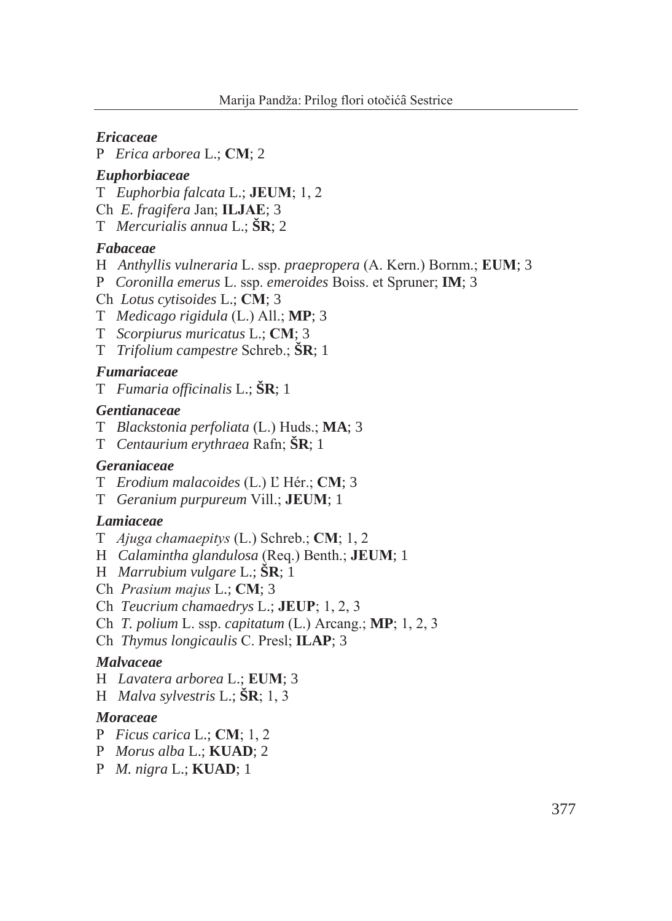***Ericaceae***

P *Erica arborea* L.; **CM**; 2

***Euphorbiaceae***

T *Euphorbia falcata* L.; **JEUM**; 1, 2

Ch *E. fragifera* Jan; **ILJAE**; 3

T *Mercurialis annua* L.; **ŠR**; 2

***Fabaceae***

H *Anthyllis vulneraria* L. ssp. *praepropera* (A. Kern.) Bornm.; **EUM**; 3

P *Coronilla emerus* L. ssp. *emeroides* Boiss. et Spruner; **IM**; 3

Ch *Lotus cytisoides* L.; **CM**; 3

T *Medicago rigidula* (L.) All.; **MP**; 3

T *Scorpiurus muricatus* L.; **CM**; 3

T *Trifolium campestre* Schreb.; **ŠR**; 1

***Fumariaceae***

T *Fumaria officinalis* L.; **ŠR**; 1

***Gentianaceae***

T *Blackstonia perfoliata* (L.) Huds.; **MA**; 3

T *Centaurium erythraea* Rafn; **ŠR**; 1

***Geraniaceae***

T *Erodium malacoides* (L.) L' Hér.; **CM**; 3

T *Geranium purpureum* Vill.; **JEUM**; 1

***Lamiaceae***

T *Ajuga chamaepitys* (L.) Schreb.; **CM**; 1, 2

H *Calamintha glandulosa* (Req.) Benth.; **JEUM**; 1

H *Marrubium vulgare* L.; **ŠR**; 1

Ch *Prasium majus* L.; **CM**; 3

Ch *Teucrium chamaedrys* L.; **JEUP**; 1, 2, 3

Ch *T. polium* L. ssp. *capitatum* (L.) Arcang.; **MP**; 1, 2, 3

Ch *Thymus longicaulis* C. Presl; **ILAP**; 3

***Malvaceae***

H *Lavatera arborea* L.; **EUM**; 3

H *Malva sylvestris* L.; **ŠR**; 1, 3

***Moraceae***

P *Ficus carica* L.; **CM**; 1, 2

P *Morus alba* L.; **KUAD**; 2

P *M. nigra* L.; **KUAD**; 1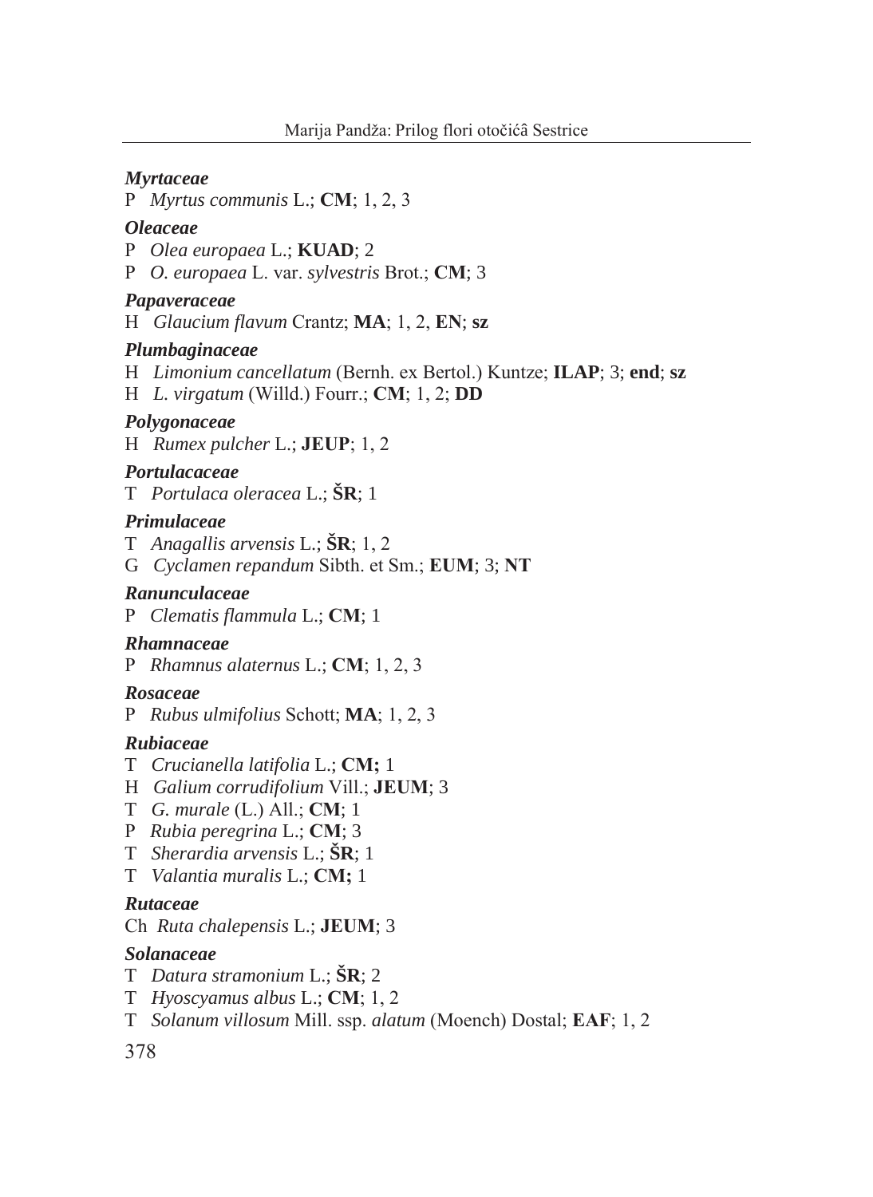***Myrtaceae***

P *Myrtus communis* L.; **CM**; 1, 2, 3

***Oleaceae***

P *Olea europaea* L.; **KUAD**; 2

P *O. europaea* L. var. *sylvestris* Brot.; **CM**; 3

***Papaveraceae***

H *Glaucium flavum* Crantz; **MA**; 1, 2, **EN**; **sz**

***Plumbaginaceae***

H *Limonium cancellatum* (Bernh. ex Bertol.) Kuntze; **ILAP**; 3; **end**; **sz**

H *L. virgatum* (Willd.) Fourr.; **CM**; 1, 2; **DD**

***Polygonaceae***

H *Rumex pulcher* L.; **JEUP**; 1, 2

***Portulacaceae***

T *Portulaca oleracea* L.; **ŠR**; 1

***Primulaceae***

T *Anagallis arvensis* L.; **ŠR**; 1, 2

G *Cyclamen repandum* Sibth. et Sm.; **EUM**; 3; **NT**

***Ranunculaceae***

P *Clematis flammula* L.; **CM**; 1

***Rhamnaceae***

P *Rhamnus alaternus* L.; **CM**; 1, 2, 3

***Rosaceae***

P *Rubus ulmifolius* Schott; **MA**; 1, 2, 3

***Rubiaceae***

T *Crucianella latifolia* L.; **CM;** 1

H *Galium corrudifolium* Vill.; **JEUM**; 3

T *G. murale* (L.) All.; **CM**; 1

P *Rubia peregrina* L.; **CM**; 3

T *Sherardia arvensis* L.; **ŠR**; 1

T *Valantia muralis* L.; **CM;** 1

***Rutaceae***

Ch *Ruta chalepensis* L.; **JEUM**; 3

***Solanaceae***

T *Datura stramonium* L.; **ŠR**; 2

T *Hyoscyamus albus* L.; **CM**; 1, 2

T *Solanum villosum* Mill. ssp. *alatum* (Moench) Dostal; **EAF**; 1, 2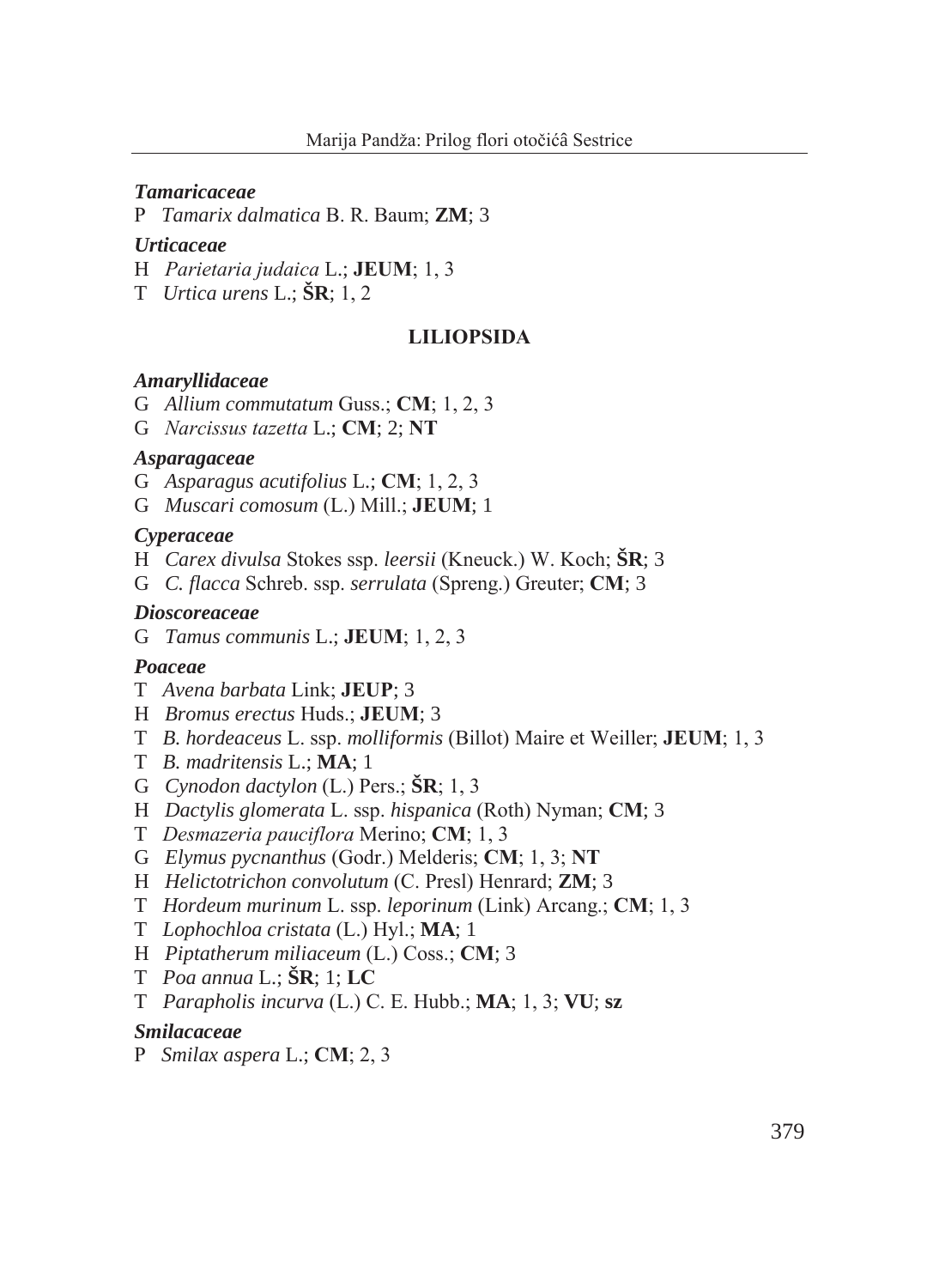### *Tamaricaceae*

P *Tamarix dalmatica* B. R. Baum; **ZM**; 3

### *Urticaceae*

H *Parietaria judaica* L.; **JEUM**; 1, 3

T *Urtica urens* L.; **ŠR**; 1, 2

## LILIOPSIDA

### *Amaryllidaceae*

G *Allium commutatum* Guss.; **CM**; 1, 2, 3

G *Narcissus tazetta* L.; **CM**; 2; **NT**

### *Asparagaceae*

G *Asparagus acutifolius* L.; **CM**; 1, 2, 3

G *Muscari comosum* (L.) Mill.; **JEUM**; 1

### *Cyperaceae*

H *Carex divulsa* Stokes ssp. *leersii* (Kneuck.) W. Koch; **ŠR**; 3

G *C. flacca* Schreb. ssp. *serrulata* (Spreng.) Greuter; **CM**; 3

### *Dioscoreaceae*

G *Tamus communis* L.; **JEUM**; 1, 2, 3

### *Poaceae*

T *Avena barbata* Link; **JEUP**; 3

H *Bromus erectus* Huds.; **JEUM**; 3

T *B. hordeaceus* L. ssp. *molliformis* (Billot) Maire et Weiller; **JEUM**; 1, 3

T *B. madritensis* L.; **MA**; 1

G *Cynodon dactylon* (L.) Pers.; **ŠR**; 1, 3

H *Dactylis glomerata* L. ssp. *hispanica* (Roth) Nyman; **CM**; 3

T *Desmazeria pauciflora* Merino; **CM**; 1, 3

G *Elymus pycnanthus* (Godr.) Melderis; **CM**; 1, 3; **NT**

H *Helictotrichon convolutum* (C. Presl) Henrard; **ZM**; 3

T *Hordeum murinum* L. ssp. *leporinum* (Link) Arcang.; **CM**; 1, 3

T *Lophochloa cristata* (L.) Hyl.; **MA**; 1

H *Piptatherum miliaceum* (L.) Coss.; **CM**; 3

T *Poa annua* L.; **ŠR**; 1; **LC**

T *Parapholis incurva* (L.) C. E. Hubb.; **MA**; 1, 3; **VU**; **sz**

### *Smilacaceae*

P *Smilax aspera* L.; **CM**; 2, 3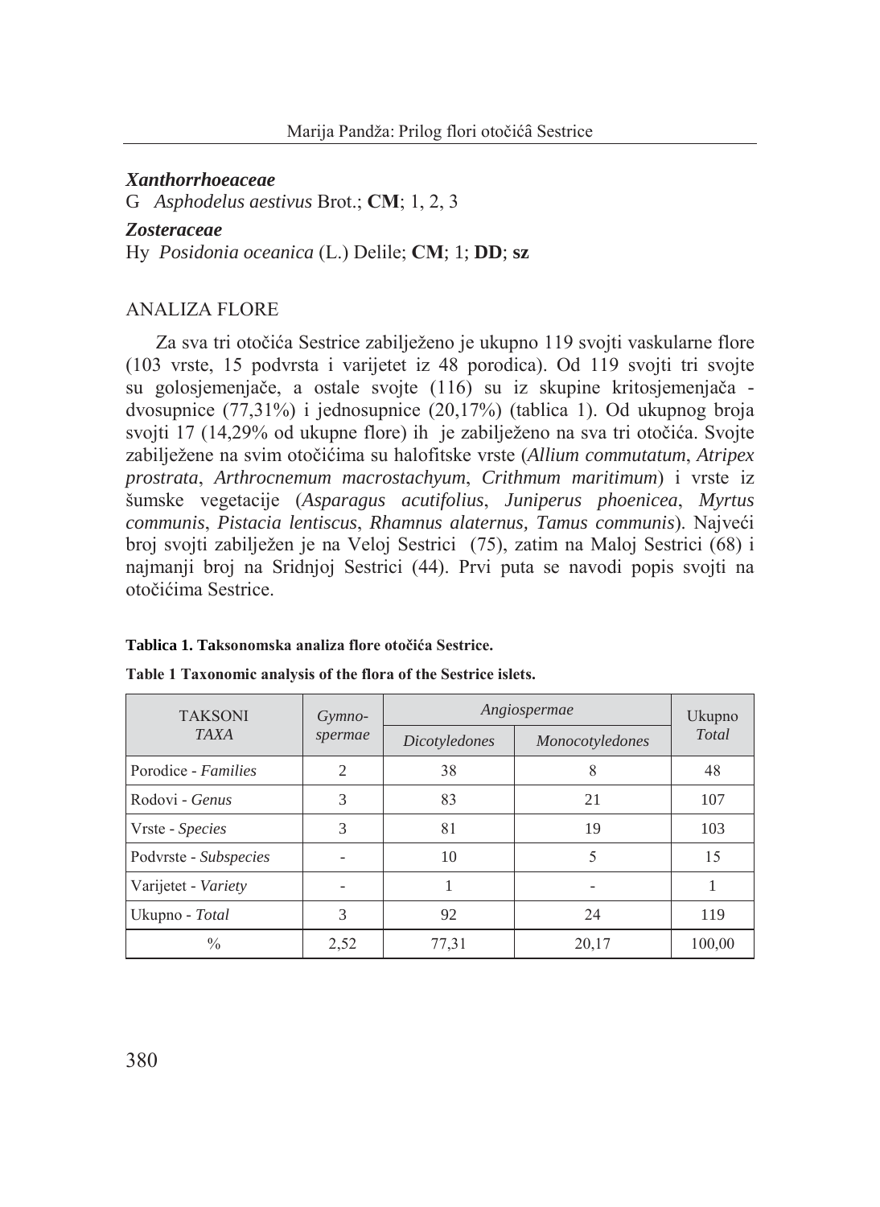### *Xanthorrhoeaceae*

G *Asphodelus aestivus* Brot.; **CM**; 1, 2, 3

### *Zosteraceae*

Hy *Posidonia oceanica* (L.) Delile; **CM**; 1; **DD**; **sz**

## ANALIZA FLORE

Za sva tri otočića Sestrice zabilježeno je ukupno 119 svojti vaskularne flore (103 vrste, 15 podvrsta i varijetet iz 48 porodica). Od 119 svojti tri svojte su golosjemenjače, a ostale svojte (116) su iz skupine kritosjemenjača - dvosupnice (77,31%) i jednosupnice (20,17%) (tablica 1). Od ukupnog broja svojti 17 (14,29% od ukupne flore) ih je zabilježeno na sva tri otočića. Svojte zabilježene na svim otočićima su halofitske vrste (*Allium commutatum*, *Atripex prostrata*, *Arthrocnemum macrostachyum*, *Crithmum maritimum*) i vrste iz šumske vegetacije (*Asparagus acutifolius*, *Juniperus phoenicea*, *Myrtus communis*, *Pistacia lentiscus*, *Rhamnus alaternus, Tamus communis*). Najveći broj svojti zabilježen je na Veloj Sestrici (75), zatim na Maloj Sestrici (68) i najmanji broj na Sridnjoj Sestrici (44). Prvi puta se navodi popis svojti na otočićima Sestrice.

**Tablica 1. Taksonomska analiza flore otočića Sestrice.**

**Table 1 Taxonomic analysis of the flora of the Sestrice islets.**

| TAKSONI *TAXA* | *Gymnospermae* | *Angiospermae* | | Ukupno *Total* |
|---|---|---|---|---|
| | | *Dicotyledones* | *Monocotyledones* | |
| Porodice - *Families* | 2 | 38 | 8 | 48 |
| Rodovi - *Genus* | 3 | 83 | 21 | 107 |
| Vrste - *Species* | 3 | 81 | 19 | 103 |
| Podvrste - *Subspecies* | - | 10 | 5 | 15 |
| Varijetet - *Variety* | - | 1 | - | 1 |
| Ukupno - *Total* | 3 | 92 | 24 | 119 |
| % | 2,52 | 77,31 | 20,17 | 100,00 |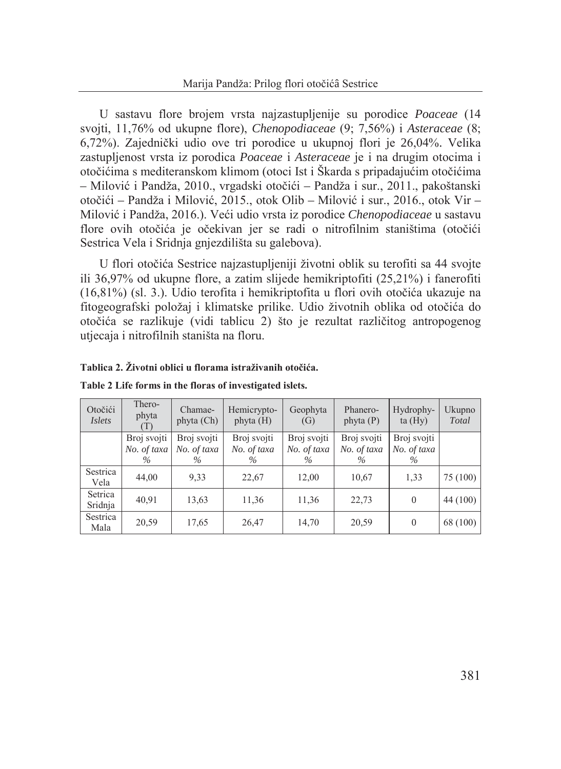U sastavu flore brojem vrsta najzastupljenije su porodice *Poaceae* (14 svojti, 11,76% od ukupne flore), *Chenopodiaceae* (9; 7,56%) i *Asteraceae* (8; 6,72%). Zajednički udio ove tri porodice u ukupnoj flori je 26,04%. Velika zastupljenost vrsta iz porodica *Poaceae* i *Asteraceae* je i na drugim otocima i otočićima s mediteranskom klimom (otoci Ist i Škarda s pripadajućim otočićima – Milović i Pandža, 2010., vrgadski otočići – Pandža i sur., 2011., pakoštanski otočići – Pandža i Milović, 2015., otok Olib – Milović i sur., 2016., otok Vir – Milović i Pandža, 2016.). Veći udio vrsta iz porodice *Chenopodiaceae* u sastavu flore ovih otočića je očekivan jer se radi o nitrofilnim staništima (otočići Sestrica Vela i Sridnja gnjezdilišta su galebova).

U flori otočića Sestrice najzastupljeniji životni oblik su terofiti sa 44 svojte ili 36,97% od ukupne flore, a zatim slijede hemikriptofiti (25,21%) i fanerofiti (16,81%) (sl. 3.). Udio terofita i hemikriptofita u flori ovih otočića ukazuje na fitogeografski položaj i klimatske prilike. Udio životnih oblika od otočića do otočića se razlikuje (vidi tablicu 2) što je rezultat različitog antropogenog utjecaja i nitrofilnih staništa na floru.

**Tablica 2. Životni oblici u florama istraživanih otočića.**

**Table 2 Life forms in the floras of investigated islets.**

| Otočići *Islets* | Therophyta (T) | Chamaephyta (Ch) | Hemicryptophyta (H) | Geophyta (G) | Phanerophyta (P) | Hydrophyta (Hy) | Ukupno *Total* |
|---|---|---|---|---|---|---|---|
| | Broj svojti *No. of taxa* % | Broj svojti *No. of taxa* % | Broj svojti *No. of taxa* % | Broj svojti *No. of taxa* % | Broj svojti *No. of taxa* % | Broj svojti *No. of taxa* % | |
| Sestrica Vela | 44,00 | 9,33 | 22,67 | 12,00 | 10,67 | 1,33 | 75 (100) |
| Setrica Sridnja | 40,91 | 13,63 | 11,36 | 11,36 | 22,73 | 0 | 44 (100) |
| Sestrica Mala | 20,59 | 17,65 | 26,47 | 14,70 | 20,59 | 0 | 68 (100) |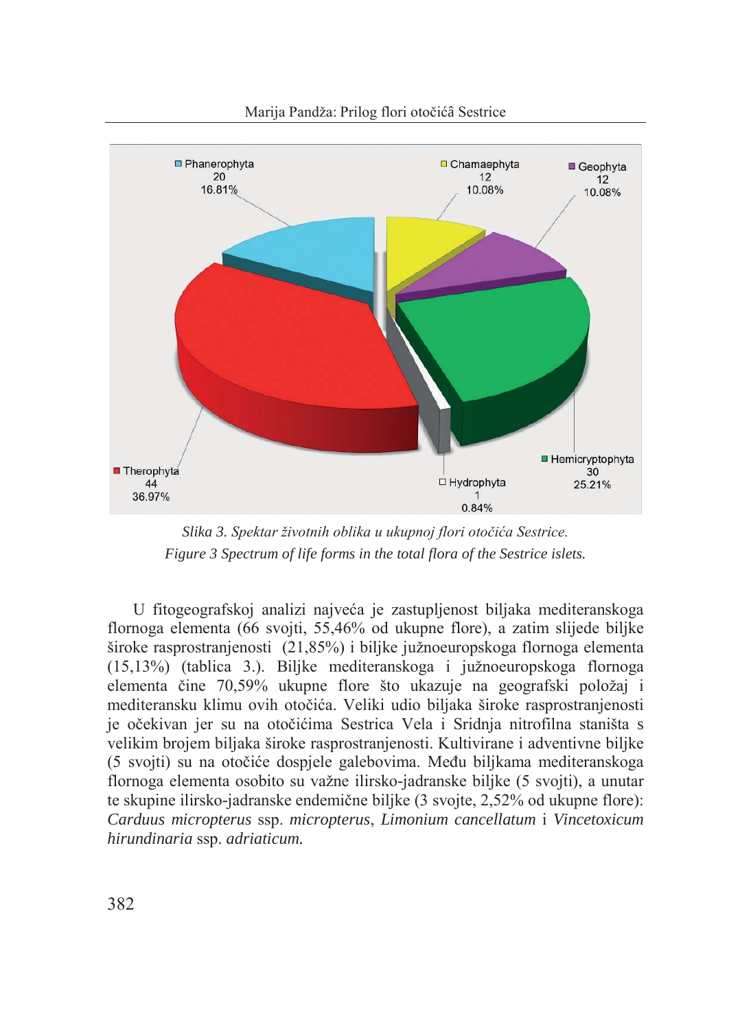Phanerophyta 20 16.81%

Chamaephyta 12 10.08%

Geophyta 12 10.08%

Hemicryptophyta 30 25.21%

Hydrophyta 1 0.84%

Therophyta 44 36.97%

*Slika 3. Spektar životnih oblika u ukupnoj flori otočića Sestrice.*
*Figure 3 Spectrum of life forms in the total flora of the Sestrice islets.*

U fitogeografskoj analizi najveća je zastupljenost biljaka mediteranskoga flornoga elementa (66 svojti, 55,46% od ukupne flore), a zatim slijede biljke široke rasprostranjenosti (21,85%) i biljke južnoeuropskoga flornoga elementa (15,13%) (tablica 3.). Biljke mediteranskoga i južnoeuropskoga flornoga elementa čine 70,59% ukupne flore što ukazuje na geografski položaj i mediteransku klimu ovih otočića. Veliki udio biljaka široke rasprostranjenosti je očekivan jer su na otočićima Sestrica Vela i Sridnja nitrofilna staništa s velikim brojem biljaka široke rasprostranjenosti. Kultivirane i adventivne biljke (5 svojti) su na otočiće dospjele galebovima. Među biljkama mediteranskoga flornoga elementa osobito su važne ilirsko-jadranske biljke (5 svojti), a unutar te skupine ilirsko-jadranske endemične biljke (3 svojte, 2,52% od ukupne flore): *Carduus micropterus* ssp. *micropterus*, *Limonium cancellatum* i *Vincetoxicum hirundinaria* ssp. *adriaticum.*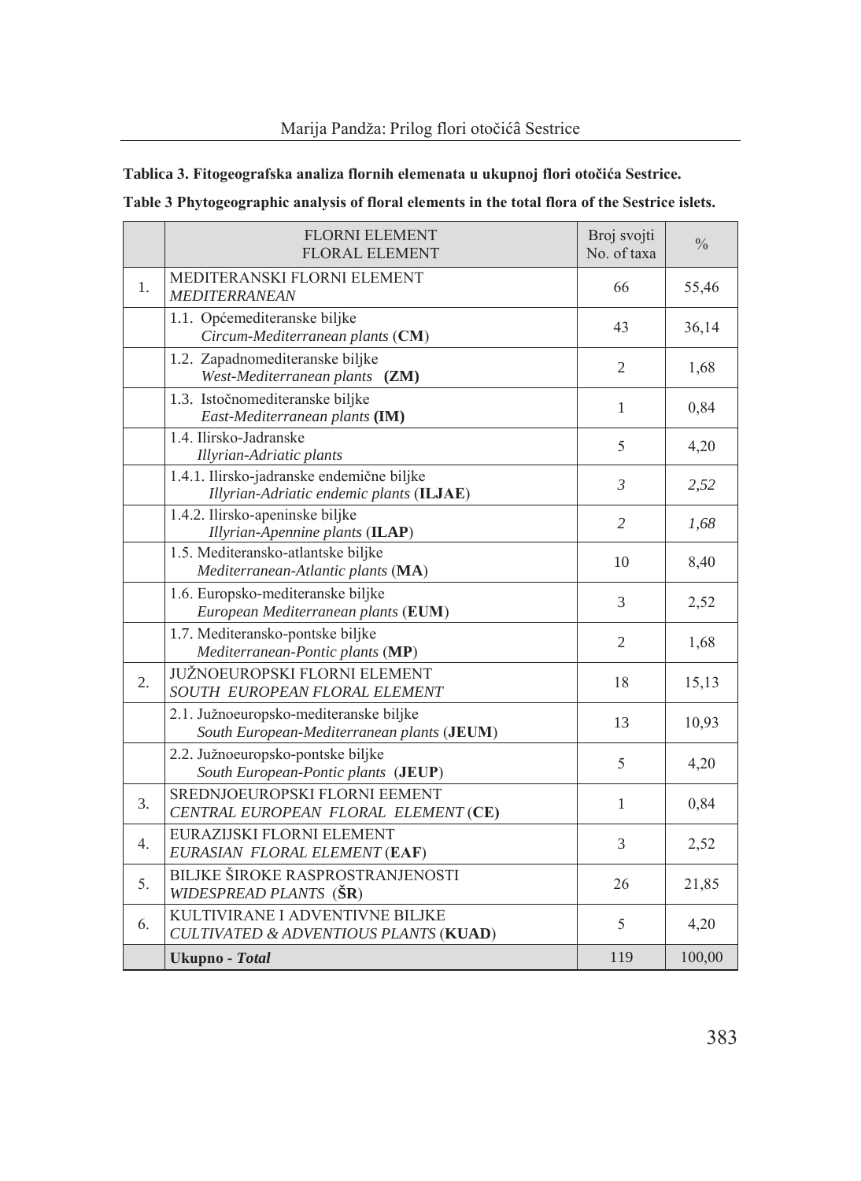**Tablica 3. Fitogeografska analiza flornih elemenata u ukupnoj flori otočića Sestrice.**

**Table 3 Phytogeographic analysis of floral elements in the total flora of the Sestrice islets.**

| | FLORNI ELEMENT<br>FLORAL ELEMENT | Broj svojti<br>No. of taxa | % |
|---|---|---|---|
| 1. | MEDITERANSKI FLORNI ELEMENT<br>*MEDITERRANEAN* | 66 | 55,46 |
| | 1.1. Općemediteranske biljke<br>*Circum-Mediterranean plants* (**CM**) | 43 | 36,14 |
| | 1.2. Zapadnomediteranske biljke<br>*West-Mediterranean plants* **(ZM)** | 2 | 1,68 |
| | 1.3. Istočnomediteranske biljke<br>*East-Mediterranean plants* **(IM)** | 1 | 0,84 |
| | 1.4. Ilirsko-Jadranske<br>*Illyrian-Adriatic plants* | 5 | 4,20 |
| | 1.4.1. Ilirsko-jadranske endemične biljke<br>*Illyrian-Adriatic endemic plants* (**ILJAE**) | *3* | *2,52* |
| | 1.4.2. Ilirsko-apeninske biljke<br>*Illyrian-Apennine plants* (**ILAP**) | *2* | *1,68* |
| | 1.5. Mediteransko-atlantske biljke<br>*Mediterranean-Atlantic plants* (**MA**) | 10 | 8,40 |
| | 1.6. Europsko-mediteranske biljke<br>*European Mediterranean plants* (**EUM**) | 3 | 2,52 |
| | 1.7. Mediteransko-pontske biljke<br>*Mediterranean-Pontic plants* (**MP**) | 2 | 1,68 |
| 2. | JUŽNOEUROPSKI FLORNI ELEMENT<br>*SOUTH EUROPEAN FLORAL ELEMENT* | 18 | 15,13 |
| | 2.1. Južnoeuropsko-mediteranske biljke<br>*South European-Mediterranean plants* (**JEUM**) | 13 | 10,93 |
| | 2.2. Južnoeuropsko-pontske biljke<br>*South European-Pontic plants* (**JEUP**) | 5 | 4,20 |
| 3. | SREDNJOEUROPSKI FLORNI EEMENT<br>*CENTRAL EUROPEAN FLORAL ELEMENT* (**CE**) | 1 | 0,84 |
| 4. | EURAZIJSKI FLORNI ELEMENT<br>*EURASIAN FLORAL ELEMENT* (**EAF**) | 3 | 2,52 |
| 5. | BILJKE ŠIROKE RASPROSTRANJENOSTI<br>*WIDESPREAD PLANTS* (**ŠR**) | 26 | 21,85 |
| 6. | KULTIVIRANE I ADVENTIVNE BILJKE<br>*CULTIVATED & ADVENTIOUS PLANTS* (**KUAD**) | 5 | 4,20 |
| | **Ukupno** - ***Total*** | 119 | 100,00 |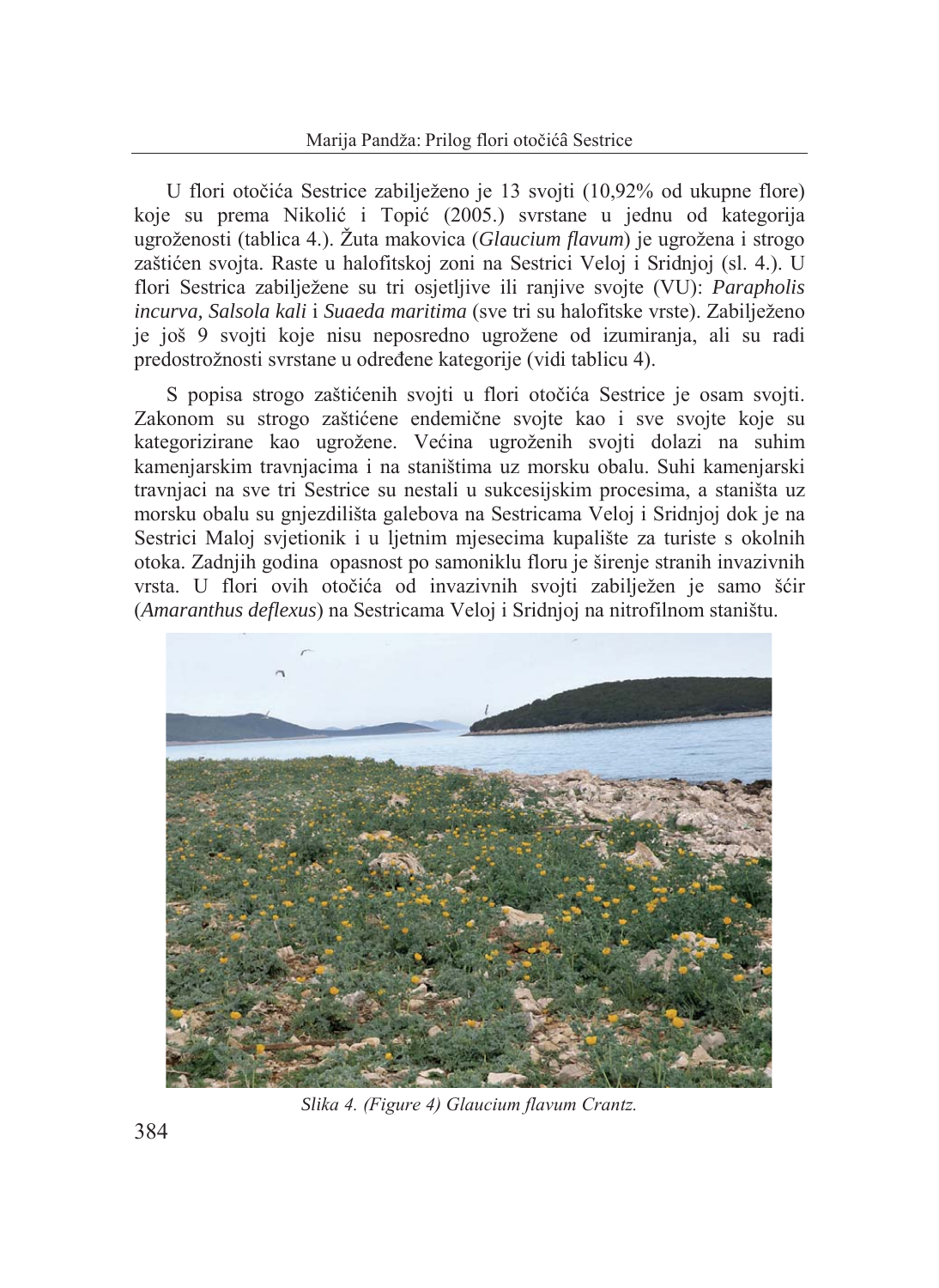U flori otočića Sestrice zabilježeno je 13 svojti (10,92% od ukupne flore) koje su prema Nikolić i Topić (2005.) svrstane u jednu od kategorija ugroženosti (tablica 4.). Žuta makovica (*Glaucium flavum*) je ugrožena i strogo zaštićen svojta. Raste u halofitskoj zoni na Sestrici Veloj i Sridnjoj (sl. 4.). U flori Sestrica zabilježene su tri osjetljive ili ranjive svojte (VU): *Parapholis incurva, Salsola kali* i *Suaeda maritima* (sve tri su halofitske vrste). Zabilježeno je još 9 svojti koje nisu neposredno ugrožene od izumiranja, ali su radi predostrožnosti svrstane u određene kategorije (vidi tablicu 4).

S popisa strogo zaštićenih svojti u flori otočića Sestrice je osam svojti. Zakonom su strogo zaštićene endemične svojte kao i sve svojte koje su kategorizirane kao ugrožene. Većina ugroženih svojti dolazi na suhim kamenjarskim travnjacima i na staništima uz morsku obalu. Suhi kamenjarski travnjaci na sve tri Sestrice su nestali u sukcesijskim procesima, a staništa uz morsku obalu su gnjezdilišta galebova na Sestricama Veloj i Sridnjoj dok je na Sestrici Maloj svjetionik i u ljetnim mjesecima kupalište za turiste s okolnih otoka. Zadnjih godina opasnost po samoniklu floru je širenje stranih invazivnih vrsta. U flori ovih otočića od invazivnih svojti zabilježen je samo šćir (*Amaranthus deflexus*) na Sestricama Veloj i Sridnjoj na nitrofilnom staništu.

*Slika 4. (Figure 4) Glaucium flavum Crantz.*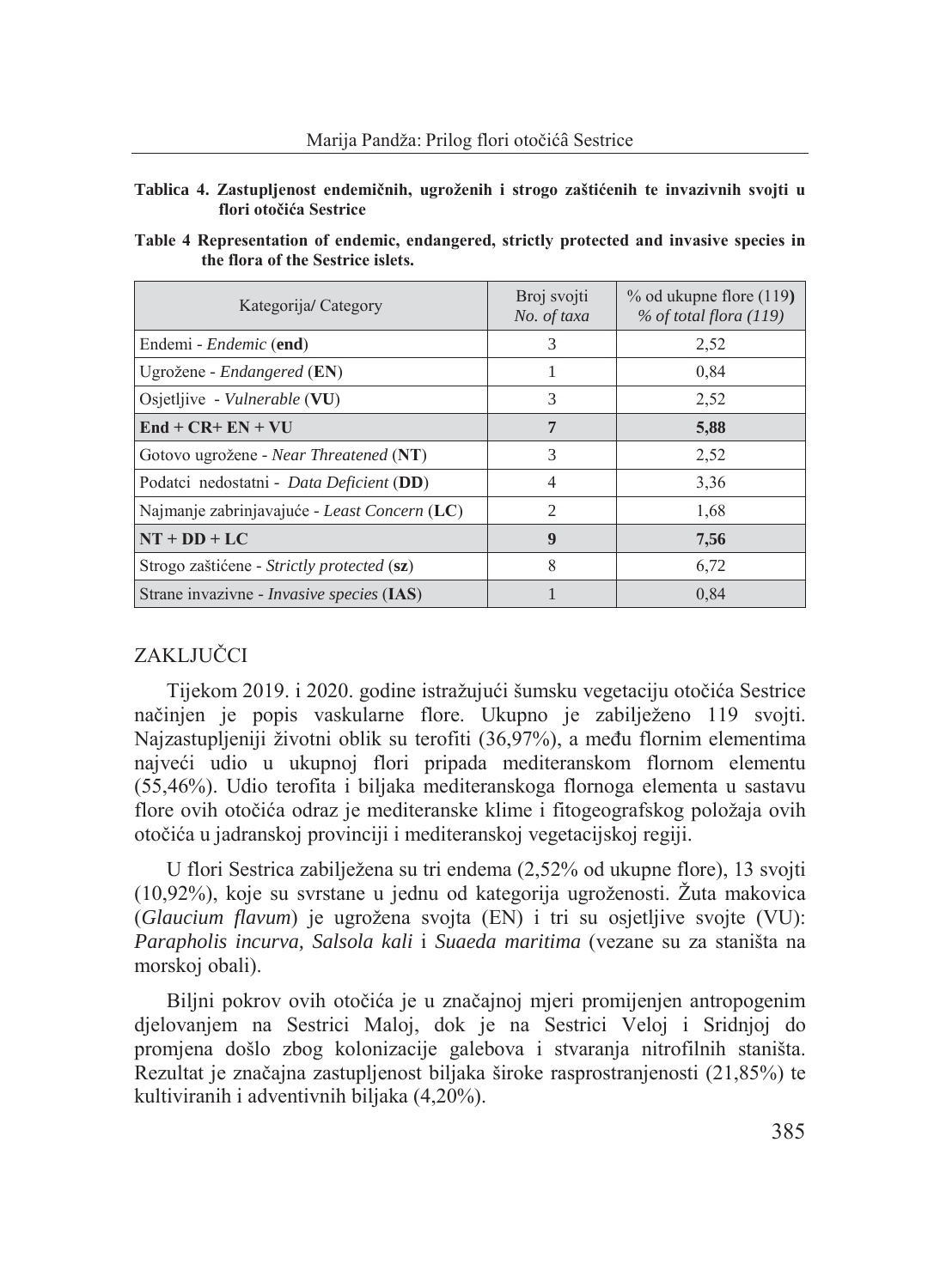**Tablica 4. Zastupljenost endemičnih, ugroženih i strogo zaštićenih te invazivnih svojti u flori otočića Sestrice**

**Table 4 Representation of endemic, endangered, strictly protected and invasive species in the flora of the Sestrice islets.**

| Kategorija/ Category | Broj svojti *No. of taxa* | % od ukupne flore (119**)** *% of total flora (119)* |
|---|---|---|
| Endemi - *Endemic* (**end**) | 3 | 2,52 |
| Ugrožene - *Endangered* (**EN**) | 1 | 0,84 |
| Osjetljive - *Vulnerable* (**VU**) | 3 | 2,52 |
| **End + CR+ EN + VU** | **7** | **5,88** |
| Gotovo ugrožene - *Near Threatened* (**NT**) | 3 | 2,52 |
| Podatci nedostatni - *Data Deficient* (**DD**) | 4 | 3,36 |
| Najmanje zabrinjavajuće - *Least Concern* (**LC**) | 2 | 1,68 |
| **NT + DD + LC** | **9** | **7,56** |
| Strogo zaštićene - *Strictly protected* (**sz**) | 8 | 6,72 |
| Strane invazivne - *Invasive species* (**IAS**) | 1 | 0,84 |

## ZAKLJUČCI

Tijekom 2019. i 2020. godine istražujući šumsku vegetaciju otočića Sestrice načinjen je popis vaskularne flore. Ukupno je zabilježeno 119 svojti. Najzastupljeniji životni oblik su terofiti (36,97%), a među flornim elementima najveći udio u ukupnoj flori pripada mediteranskom flornom elementu (55,46%). Udio terofita i biljaka mediteranskoga flornoga elementa u sastavu flore ovih otočića odraz je mediteranske klime i fitogeografskog položaja ovih otočića u jadranskoj provinciji i mediteranskoj vegetacijskoj regiji.

U flori Sestrica zabilježena su tri endema (2,52% od ukupne flore), 13 svojti (10,92%), koje su svrstane u jednu od kategorija ugroženosti. Žuta makovica (*Glaucium flavum*) je ugrožena svojta (EN) i tri su osjetljive svojte (VU): *Parapholis incurva, Salsola kali* i *Suaeda maritima* (vezane su za staništa na morskoj obali).

Biljni pokrov ovih otočića je u značajnoj mjeri promijenjen antropogenim djelovanjem na Sestrici Maloj, dok je na Sestrici Veloj i Sridnjoj do promjena došlo zbog kolonizacije galebova i stvaranja nitrofilnih staništa. Rezultat je značajna zastupljenost biljaka široke rasprostranjenosti (21,85%) te kultiviranih i adventivnih biljaka (4,20%).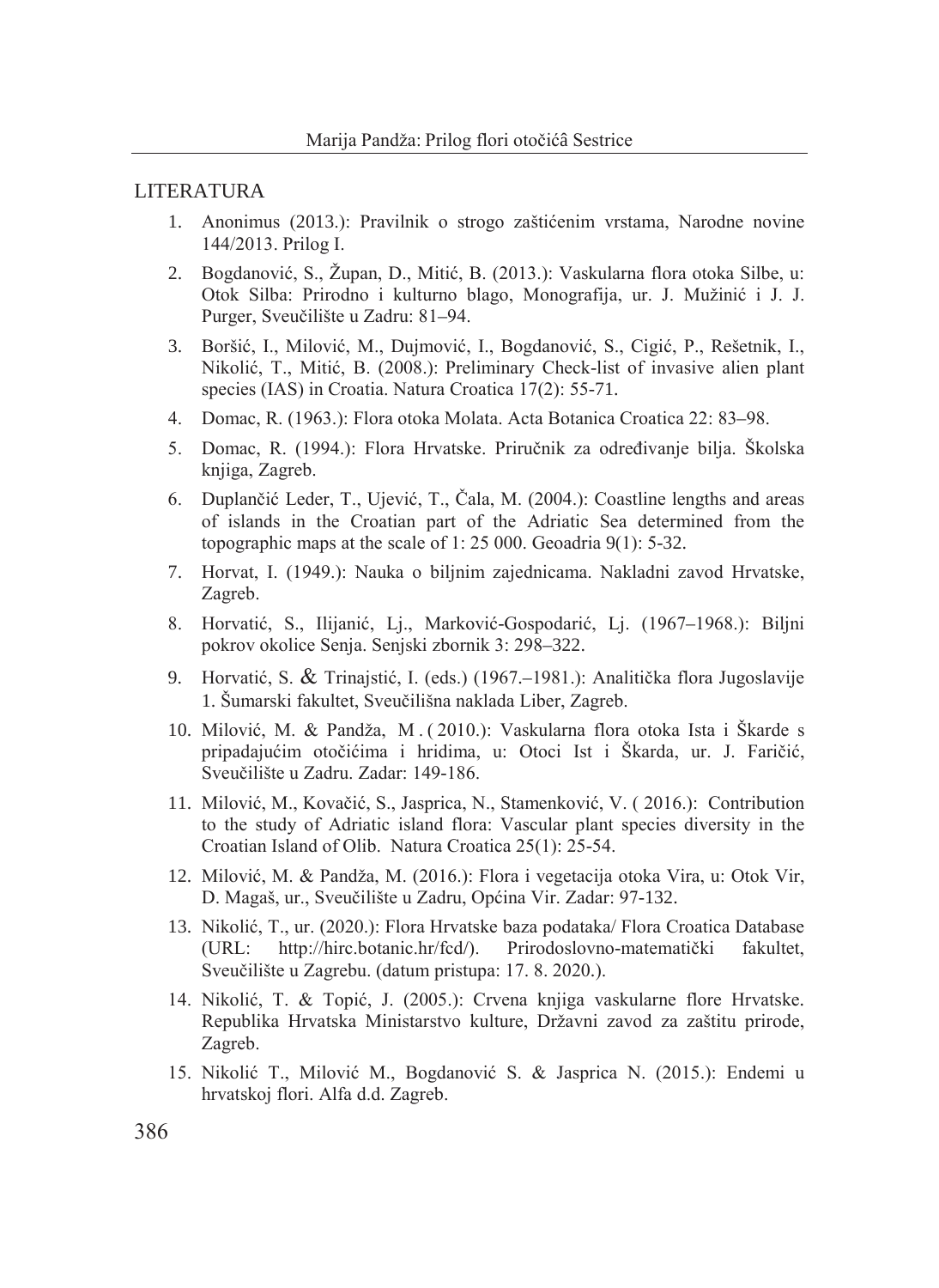## LITERATURA

1. Anonimus (2013.): Pravilnik o strogo zaštićenim vrstama, Narodne novine 144/2013. Prilog I.
2. Bogdanović, S., Župan, D., Mitić, B. (2013.): Vaskularna flora otoka Silbe, u: Otok Silba: Prirodno i kulturno blago, Monografija, ur. J. Mužinić i J. J. Purger, Sveučilište u Zadru: 81–94.
3. Boršić, I., Milović, M., Dujmović, I., Bogdanović, S., Cigić, P., Rešetnik, I., Nikolić, T., Mitić, B. (2008.): Preliminary Check-list of invasive alien plant species (IAS) in Croatia. Natura Croatica 17(2): 55-71.
4. Domac, R. (1963.): Flora otoka Molata. Acta Botanica Croatica 22: 83–98.
5. Domac, R. (1994.): Flora Hrvatske. Priručnik za određivanje bilja. Školska knjiga, Zagreb.
6. Duplančić Leder, T., Ujević, T., Čala, M. (2004.): Coastline lengths and areas of islands in the Croatian part of the Adriatic Sea determined from the topographic maps at the scale of 1: 25 000. Geoadria 9(1): 5-32.
7. Horvat, I. (1949.): Nauka o biljnim zajednicama. Nakladni zavod Hrvatske, Zagreb.
8. Horvatić, S., Ilijanić, Lj., Marković-Gospodarić, Lj. (1967–1968.): Biljni pokrov okolice Senja. Senjski zbornik 3: 298–322.
9. Horvatić, S. & Trinajstić, I. (eds.) (1967.–1981.): Analitička flora Jugoslavije 1. Šumarski fakultet, Sveučilišna naklada Liber, Zagreb.
10. Milović, M. & Pandža, M . ( 2010.): Vaskularna flora otoka Ista i Škarde s pripadajućim otočićima i hridima, u: Otoci Ist i Škarda, ur. J. Faričić, Sveučilište u Zadru. Zadar: 149-186.
11. Milović, M., Kovačić, S., Jasprica, N., Stamenković, V. ( 2016.): Contribution to the study of Adriatic island flora: Vascular plant species diversity in the Croatian Island of Olib. Natura Croatica 25(1): 25-54.
12. Milović, M. & Pandža, M. (2016.): Flora i vegetacija otoka Vira, u: Otok Vir, D. Magaš, ur., Sveučilište u Zadru, Općina Vir. Zadar: 97-132.
13. Nikolić, T., ur. (2020.): Flora Hrvatske baza podataka/ Flora Croatica Database (URL: http://hirc.botanic.hr/fcd/). Prirodoslovno-matematički fakultet, Sveučilište u Zagrebu. (datum pristupa: 17. 8. 2020.).
14. Nikolić, T. & Topić, J. (2005.): Crvena knjiga vaskularne flore Hrvatske. Republika Hrvatska Ministarstvo kulture, Državni zavod za zaštitu prirode, Zagreb.
15. Nikolić T., Milović M., Bogdanović S. & Jasprica N. (2015.): Endemi u hrvatskoj flori. Alfa d.d. Zagreb.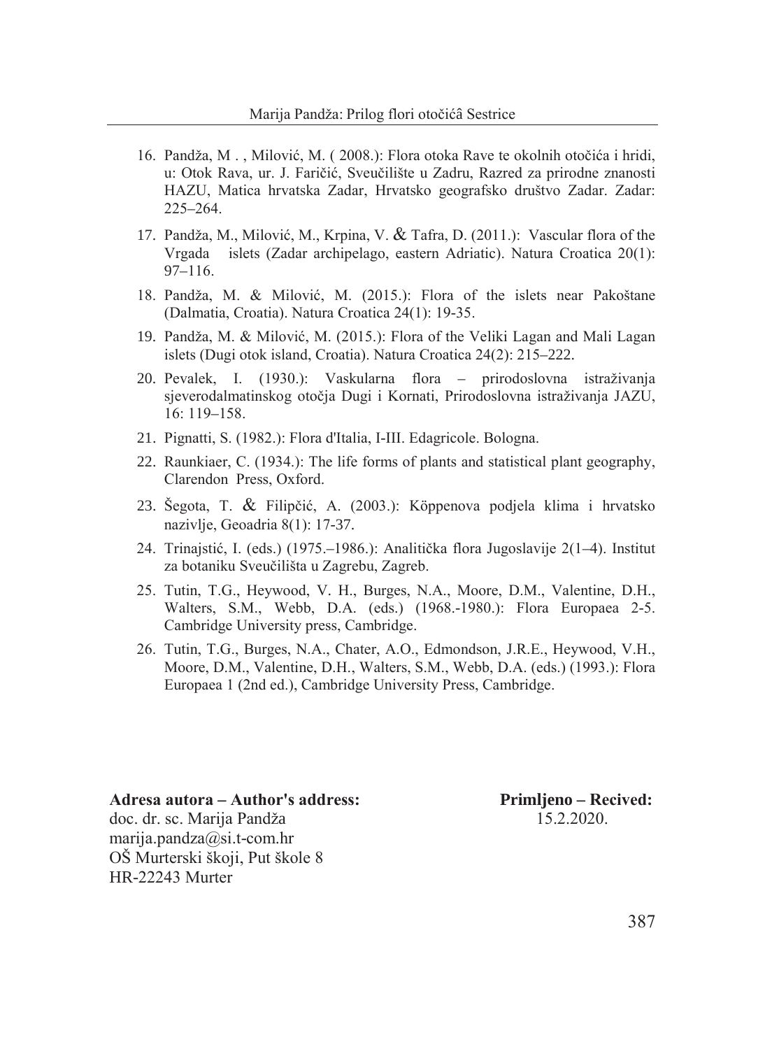16. Pandža, M . , Milović, M. ( 2008.): Flora otoka Rave te okolnih otočića i hridi, u: Otok Rava, ur. J. Faričić, Sveučilište u Zadru, Razred za prirodne znanosti HAZU, Matica hrvatska Zadar, Hrvatsko geografsko društvo Zadar. Zadar: 225–264.
17. Pandža, M., Milović, M., Krpina, V. & Tafra, D. (2011.): Vascular flora of the Vrgada islets (Zadar archipelago, eastern Adriatic). Natura Croatica 20(1): 97–116.
18. Pandža, M. & Milović, M. (2015.): Flora of the islets near Pakoštane (Dalmatia, Croatia). Natura Croatica 24(1): 19-35.
19. Pandža, M. & Milović, M. (2015.): Flora of the Veliki Lagan and Mali Lagan islets (Dugi otok island, Croatia). Natura Croatica 24(2): 215–222.
20. Pevalek, I. (1930.): Vaskularna flora – prirodoslovna istraživanja sjeverodalmatinskog otočja Dugi i Kornati, Prirodoslovna istraživanja JAZU, 16: 119–158.
21. Pignatti, S. (1982.): Flora d'Italia, I-III. Edagricole. Bologna.
22. Raunkiaer, C. (1934.): The life forms of plants and statistical plant geography, Clarendon Press, Oxford.
23. Šegota, T. & Filipčić, A. (2003.): Köppenova podjela klima i hrvatsko nazivlje, Geoadria 8(1): 17-37.
24. Trinajstić, I. (eds.) (1975.–1986.): Analitička flora Jugoslavije 2(1–4). Institut za botaniku Sveučilišta u Zagrebu, Zagreb.
25. Tutin, T.G., Heywood, V. H., Burges, N.A., Moore, D.M., Valentine, D.H., Walters, S.M., Webb, D.A. (eds.) (1968.-1980.): Flora Europaea 2-5. Cambridge University press, Cambridge.
26. Tutin, T.G., Burges, N.A., Chater, A.O., Edmondson, J.R.E., Heywood, V.H., Moore, D.M., Valentine, D.H., Walters, S.M., Webb, D.A. (eds.) (1993.): Flora Europaea 1 (2nd ed.), Cambridge University Press, Cambridge.

**Adresa autora – Author's address:**
doc. dr. sc. Marija Pandža
marija.pandza@si.t-com.hr
OŠ Murterski škoji, Put škole 8
HR-22243 Murter

**Primljeno – Recived:**
15.2.2020.